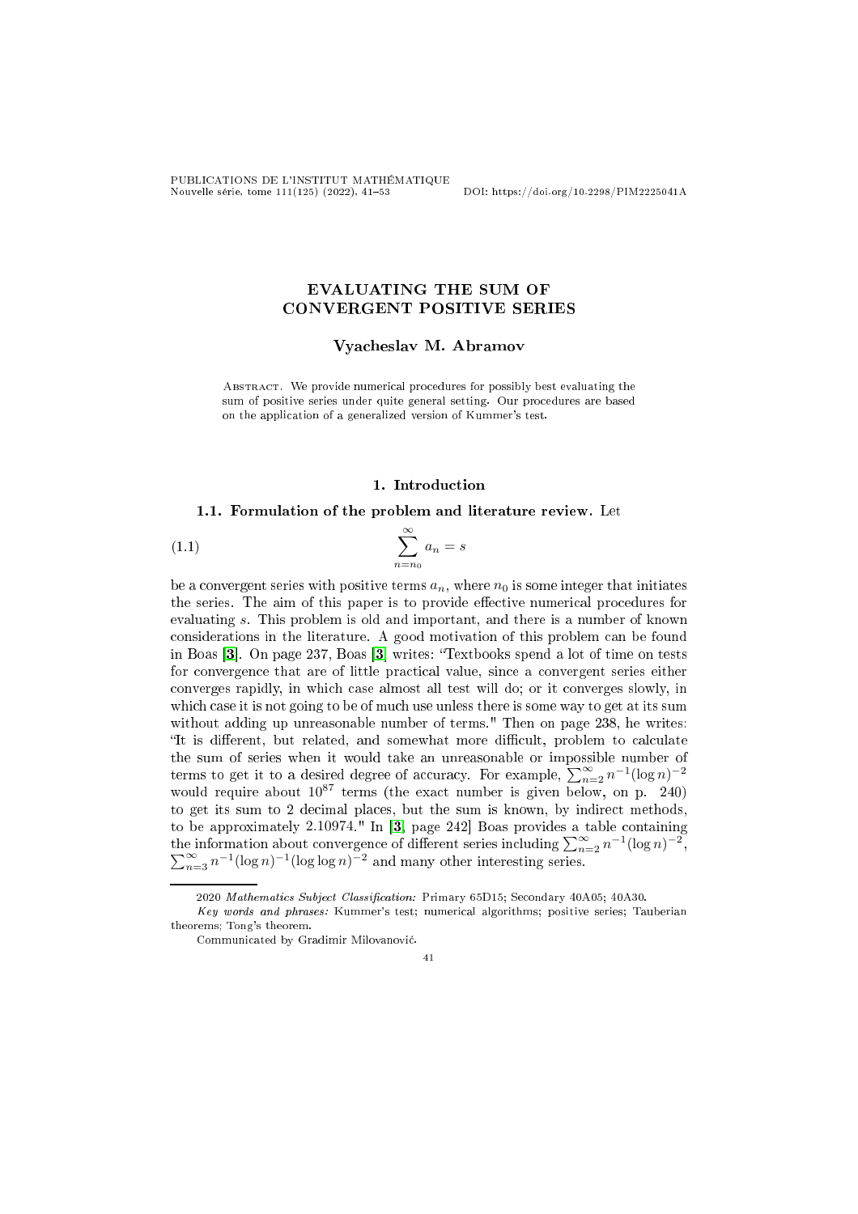# EVALUATING THE SUM OF CONVERGENT POSITIVE SERIES

**Vyacheslav M. Abramov**

Abstract. We provide numerical procedures for possibly best evaluating the sum of positive series under quite general setting. Our procedures are based on the application of a generalized version of Kummer's test.

## 1. Introduction

### 1.1. Formulation of the problem and literature review.

Let

$$\sum_{n=n_0}^{\infty} a_n = s \tag{1.1}$$

be a convergent series with positive terms $a_n$, where $n_0$ is some integer that initiates the series. The aim of this paper is to provide effective numerical procedures for evaluating $s$. This problem is old and important, and there is a number of known considerations in the literature. A good motivation of this problem can be found in Boas [3]. On page 237, Boas [3] writes: "Textbooks spend a lot of time on tests for convergence that are of little practical value, since a convergent series either converges rapidly, in which case almost all test will do; or it converges slowly, in which case it is not going to be of much use unless there is some way to get at its sum without adding up unreasonable number of terms." Then on page 238, he writes: "It is different, but related, and somewhat more difficult, problem to calculate the sum of series when it would take an unreasonable or impossible number of terms to get it to a desired degree of accuracy. For example, $\sum_{n=2}^{\infty} n^{-1}(\log n)^{-2}$ would require about $10^{87}$ terms (the exact number is given below, on p. 240) to get its sum to 2 decimal places, but the sum is known, by indirect methods, to be approximately 2.10974." In [3, page 242] Boas provides a table containing the information about convergence of different series including $\sum_{n=2}^{\infty} n^{-1}(\log n)^{-2}$, $\sum_{n=3}^{\infty} n^{-1}(\log n)^{-1}(\log\log n)^{-2}$ and many other interesting series.

---

2020 *Mathematics Subject Classification:* Primary 65D15; Secondary 40A05; 40A30.

*Key words and phrases:* Kummer's test; numerical algorithms; positive series; Tauberian theorems; Tong's theorem.

Communicated by Gradimir Milovanović.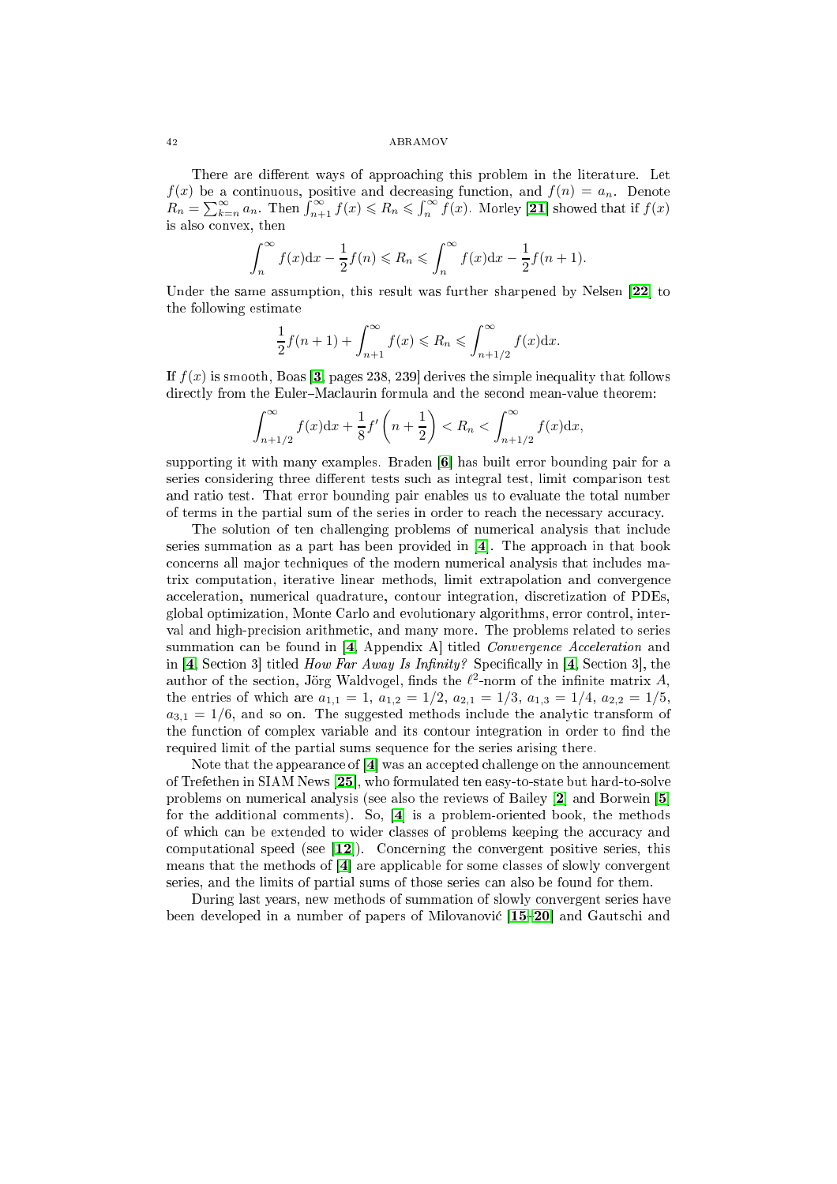There are different ways of approaching this problem in the literature. Let $f(x)$ be a continuous, positive and decreasing function, and $f(n) = a_n$. Denote $R_n = \sum_{k=n}^{\infty} a_n$. Then $\int_{n+1}^{\infty} f(x) \leqslant R_n \leqslant \int_n^{\infty} f(x)$. Morley [21] showed that if $f(x)$ is also convex, then

$$\int_n^{\infty} f(x)\mathrm{d}x - \frac{1}{2}f(n) \leqslant R_n \leqslant \int_n^{\infty} f(x)\mathrm{d}x - \frac{1}{2}f(n+1).$$

Under the same assumption, this result was further sharpened by Nelsen [22] to the following estimate

$$\frac{1}{2}f(n+1) + \int_{n+1}^{\infty} f(x) \leqslant R_n \leqslant \int_{n+1/2}^{\infty} f(x)\mathrm{d}x.$$

If $f(x)$ is smooth, Boas [3, pages 238, 239] derives the simple inequality that follows directly from the Euler–Maclaurin formula and the second mean-value theorem:

$$\int_{n+1/2}^{\infty} f(x)\mathrm{d}x + \frac{1}{8}f'\left(n + \frac{1}{2}\right) < R_n < \int_{n+1/2}^{\infty} f(x)\mathrm{d}x,$$

supporting it with many examples. Braden [6] has built error bounding pair for a series considering three different tests such as integral test, limit comparison test and ratio test. That error bounding pair enables us to evaluate the total number of terms in the partial sum of the series in order to reach the necessary accuracy.

The solution of ten challenging problems of numerical analysis that include series summation as a part has been provided in [4]. The approach in that book concerns all major techniques of the modern numerical analysis that includes matrix computation, iterative linear methods, limit extrapolation and convergence acceleration, numerical quadrature, contour integration, discretization of PDEs, global optimization, Monte Carlo and evolutionary algorithms, error control, interval and high-precision arithmetic, and many more. The problems related to series summation can be found in [4, Appendix A] titled *Convergence Acceleration* and in [4, Section 3] titled *How Far Away Is Infinity?* Specifically in [4, Section 3], the author of the section, Jörg Waldvogel, finds the $\ell^2$-norm of the infinite matrix $A$, the entries of which are $a_{1,1} = 1$, $a_{1,2} = 1/2$, $a_{2,1} = 1/3$, $a_{1,3} = 1/4$, $a_{2,2} = 1/5$, $a_{3,1} = 1/6$, and so on. The suggested methods include the analytic transform of the function of complex variable and its contour integration in order to find the required limit of the partial sums sequence for the series arising there.

Note that the appearance of [4] was an accepted challenge on the announcement of Trefethen in SIAM News [25], who formulated ten easy-to-state but hard-to-solve problems on numerical analysis (see also the reviews of Bailey [2] and Borwein [5] for the additional comments). So, [4] is a problem-oriented book, the methods of which can be extended to wider classes of problems keeping the accuracy and computational speed (see [12]). Concerning the convergent positive series, this means that the methods of [4] are applicable for some classes of slowly convergent series, and the limits of partial sums of those series can also be found for them.

During last years, new methods of summation of slowly convergent series have been developed in a number of papers of Milovanović [15–20] and Gautschi and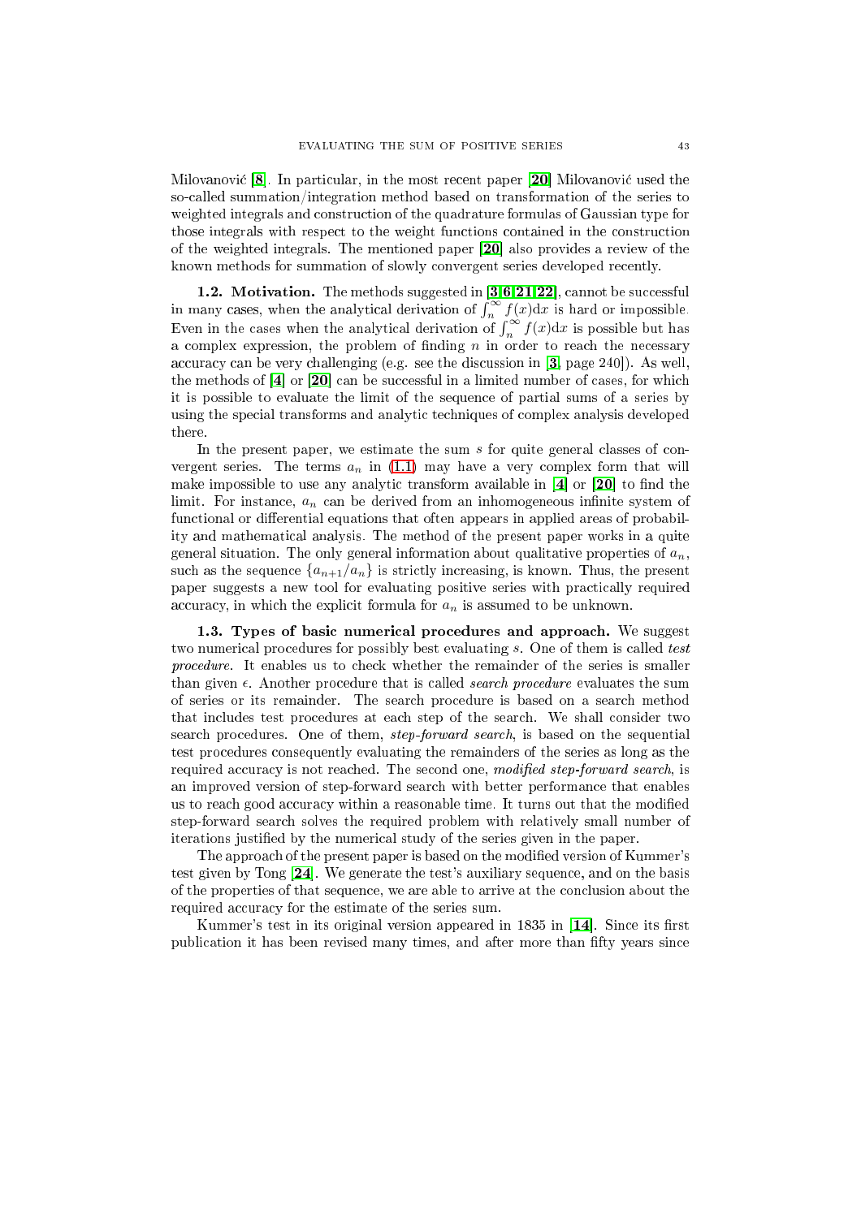Milovanović [8]. In particular, in the most recent paper [20] Milovanović used the so-called summation/integration method based on transformation of the series to weighted integrals and construction of the quadrature formulas of Gaussian type for those integrals with respect to the weight functions contained in the construction of the weighted integrals. The mentioned paper [20] also provides a review of the known methods for summation of slowly convergent series developed recently.

**1.2. Motivation.** The methods suggested in [3,6,21,22], cannot be successful in many cases, when the analytical derivation of $\int_n^\infty f(x)\mathrm{d}x$ is hard or impossible. Even in the cases when the analytical derivation of $\int_n^\infty f(x)\mathrm{d}x$ is possible but has a complex expression, the problem of finding $n$ in order to reach the necessary accuracy can be very challenging (e.g. see the discussion in [3, page 240]). As well, the methods of [4] or [20] can be successful in a limited number of cases, for which it is possible to evaluate the limit of the sequence of partial sums of a series by using the special transforms and analytic techniques of complex analysis developed there.

In the present paper, we estimate the sum $s$ for quite general classes of convergent series. The terms $a_n$ in (1.1) may have a very complex form that will make impossible to use any analytic transform available in [4] or [20] to find the limit. For instance, $a_n$ can be derived from an inhomogeneous infinite system of functional or differential equations that often appears in applied areas of probability and mathematical analysis. The method of the present paper works in a quite general situation. The only general information about qualitative properties of $a_n$, such as the sequence $\{a_{n+1}/a_n\}$ is strictly increasing, is known. Thus, the present paper suggests a new tool for evaluating positive series with practically required accuracy, in which the explicit formula for $a_n$ is assumed to be unknown.

**1.3. Types of basic numerical procedures and approach.** We suggest two numerical procedures for possibly best evaluating $s$. One of them is called *test procedure*. It enables us to check whether the remainder of the series is smaller than given $\epsilon$. Another procedure that is called *search procedure* evaluates the sum of series or its remainder. The search procedure is based on a search method that includes test procedures at each step of the search. We shall consider two search procedures. One of them, *step-forward search*, is based on the sequential test procedures consequently evaluating the remainders of the series as long as the required accuracy is not reached. The second one, *modified step-forward search*, is an improved version of step-forward search with better performance that enables us to reach good accuracy within a reasonable time. It turns out that the modified step-forward search solves the required problem with relatively small number of iterations justified by the numerical study of the series given in the paper.

The approach of the present paper is based on the modified version of Kummer's test given by Tong [24]. We generate the test's auxiliary sequence, and on the basis of the properties of that sequence, we are able to arrive at the conclusion about the required accuracy for the estimate of the series sum.

Kummer's test in its original version appeared in 1835 in [14]. Since its first publication it has been revised many times, and after more than fifty years since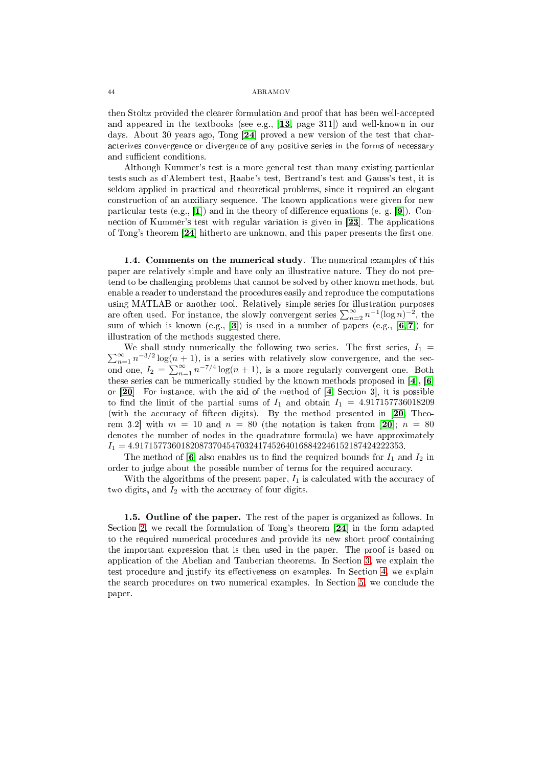then Stoltz provided the clearer formulation and proof that has been well-accepted and appeared in the textbooks (see e.g., [**13**, page 311]) and well-known in our days. About 30 years ago, Tong [**24**] proved a new version of the test that characterizes convergence or divergence of any positive series in the forms of necessary and sufficient conditions.

Although Kummer's test is a more general test than many existing particular tests such as d'Alembert test, Raabe's test, Bertrand's test and Gauss's test, it is seldom applied in practical and theoretical problems, since it required an elegant construction of an auxiliary sequence. The known applications were given for new particular tests (e.g., [**1**]) and in the theory of difference equations (e. g. [**9**]). Connection of Kummer's test with regular variation is given in [**23**]. The applications of Tong's theorem [**24**] hitherto are unknown, and this paper presents the first one.

**1.4. Comments on the numerical study**. The numerical examples of this paper are relatively simple and have only an illustrative nature. They do not pretend to be challenging problems that cannot be solved by other known methods, but enable a reader to understand the procedures easily and reproduce the computations using MATLAB or another tool. Relatively simple series for illustration purposes are often used. For instance, the slowly convergent series $\sum_{n=2}^{\infty} n^{-1}(\log n)^{-2}$, the sum of which is known (e.g., [**3**]) is used in a number of papers (e.g., [**6**,**7**]) for illustration of the methods suggested there.

We shall study numerically the following two series. The first series, $I_1 = \sum_{n=1}^{\infty} n^{-3/2}\log(n+1)$, is a series with relatively slow convergence, and the second one, $I_2 = \sum_{n=1}^{\infty} n^{-7/4}\log(n+1)$, is a more regularly convergent one. Both these series can be numerically studied by the known methods proposed in [**4**], [**6**] or [**20**]. For instance, with the aid of the method of [**4**, Section 3], it is possible to find the limit of the partial sums of $I_1$ and obtain $I_1 = 4.917157736018209$ (with the accuracy of fifteen digits). By the method presented in [**20**, Theorem 3.2] with $m = 10$ and $n = 80$ (the notation is taken from [**20**]; $n = 80$ denotes the number of nodes in the quadrature formula) we have approximately $I_1 = 4.917157736018208737045470324174526401688422461521874242222353$.

The method of [**6**] also enables us to find the required bounds for $I_1$ and $I_2$ in order to judge about the possible number of terms for the required accuracy.

With the algorithms of the present paper, $I_1$ is calculated with the accuracy of two digits, and $I_2$ with the accuracy of four digits.

**1.5. Outline of the paper.** The rest of the paper is organized as follows. In Section 2, we recall the formulation of Tong's theorem [**24**] in the form adapted to the required numerical procedures and provide its new short proof containing the important expression that is then used in the paper. The proof is based on application of the Abelian and Tauberian theorems. In Section 3, we explain the test procedure and justify its effectiveness on examples. In Section 4, we explain the search procedures on two numerical examples. In Section 5, we conclude the paper.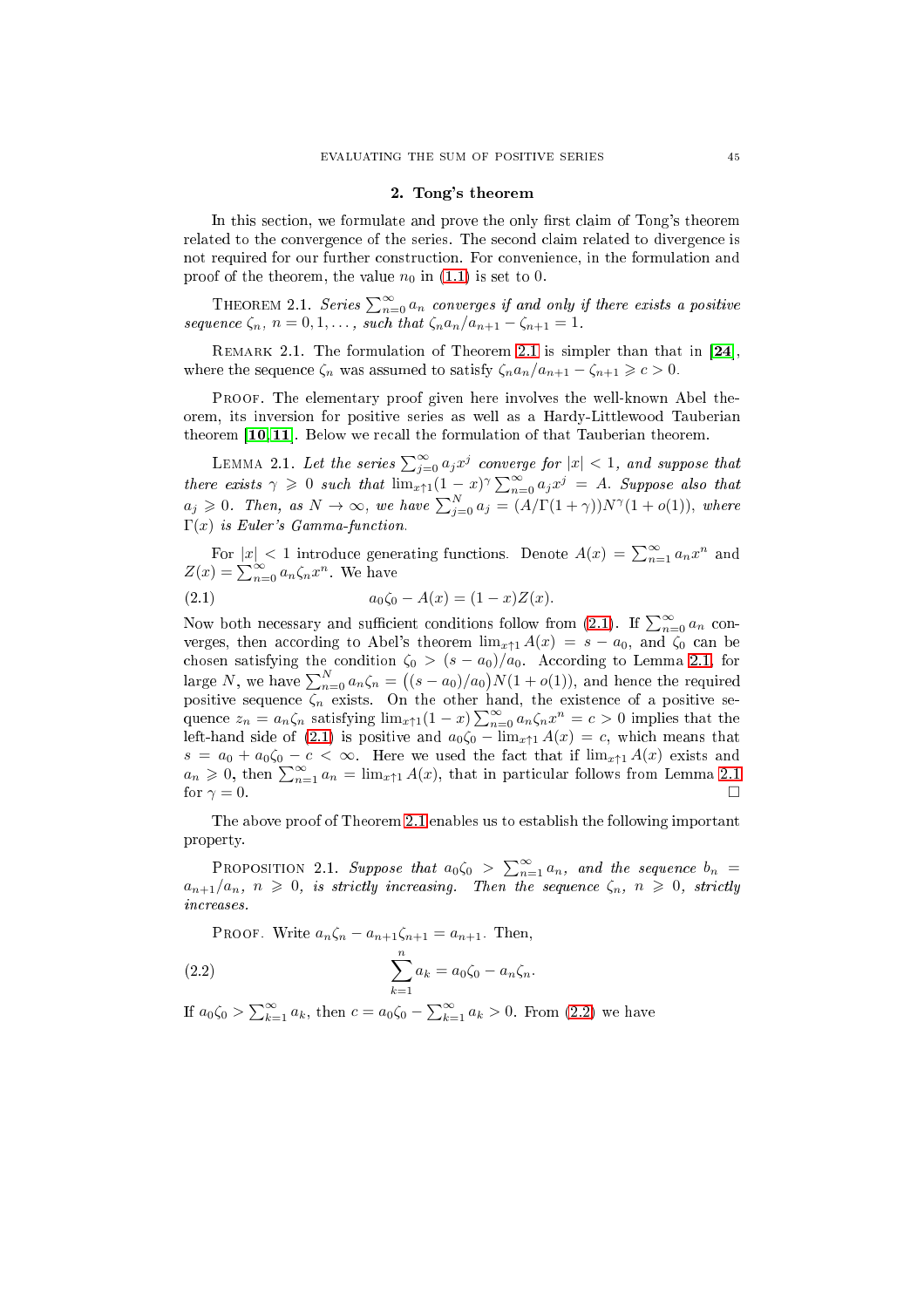## 2. Tong's theorem

In this section, we formulate and prove the only first claim of Tong's theorem related to the convergence of the series. The second claim related to divergence is not required for our further construction. For convenience, in the formulation and proof of the theorem, the value $n_0$ in (1.1) is set to 0.

THEOREM 2.1. *Series $\sum_{n=0}^{\infty} a_n$ converges if and only if there exists a positive sequence $\zeta_n$, $n = 0, 1, \dots$, such that $\zeta_n a_n / a_{n+1} - \zeta_{n+1} = 1$.*

REMARK 2.1. The formulation of Theorem 2.1 is simpler than that in [24], where the sequence $\zeta_n$ was assumed to satisfy $\zeta_n a_n / a_{n+1} - \zeta_{n+1} \geqslant c > 0$.

PROOF. The elementary proof given here involves the well-known Abel theorem, its inversion for positive series as well as a Hardy-Littlewood Tauberian theorem [10,11]. Below we recall the formulation of that Tauberian theorem.

LEMMA 2.1. *Let the series $\sum_{j=0}^{\infty} a_j x^j$ converge for $|x| < 1$, and suppose that there exists $\gamma \geqslant 0$ such that $\lim_{x\uparrow 1} (1-x)^\gamma \sum_{n=0}^{\infty} a_j x^j = A$. Suppose also that $a_j \geqslant 0$. Then, as $N \to \infty$, we have $\sum_{j=0}^{N} a_j = (A/\Gamma(1+\gamma)) N^\gamma (1 + o(1))$, where $\Gamma(x)$ is Euler's Gamma-function.*

For $|x| < 1$ introduce generating functions. Denote $A(x) = \sum_{n=1}^{\infty} a_n x^n$ and $Z(x) = \sum_{n=0}^{\infty} a_n \zeta_n x^n$. We have

$$a_0 \zeta_0 - A(x) = (1-x) Z(x). \tag{2.1}$$

Now both necessary and sufficient conditions follow from (2.1). If $\sum_{n=0}^{\infty} a_n$ converges, then according to Abel's theorem $\lim_{x\uparrow 1} A(x) = s - a_0$, and $\zeta_0$ can be chosen satisfying the condition $\zeta_0 > (s - a_0)/a_0$. According to Lemma 2.1, for large $N$, we have $\sum_{n=0}^{N} a_n \zeta_n = \big((s - a_0)/a_0\big) N (1 + o(1))$, and hence the required positive sequence $\zeta_n$ exists. On the other hand, the existence of a positive sequence $z_n = a_n \zeta_n$ satisfying $\lim_{x\uparrow 1} (1-x) \sum_{n=0}^{\infty} a_n \zeta_n x^n = c > 0$ implies that the left-hand side of (2.1) is positive and $a_0 \zeta_0 - \lim_{x\uparrow 1} A(x) = c$, which means that $s = a_0 + a_0 \zeta_0 - c < \infty$. Here we used the fact that if $\lim_{x\uparrow 1} A(x)$ exists and $a_n \geqslant 0$, then $\sum_{n=1}^{\infty} a_n = \lim_{x\uparrow 1} A(x)$, that in particular follows from Lemma 2.1 for $\gamma = 0$. □

The above proof of Theorem 2.1 enables us to establish the following important property.

PROPOSITION 2.1. *Suppose that $a_0 \zeta_0 > \sum_{n=1}^{\infty} a_n$, and the sequence $b_n = a_{n+1}/a_n$, $n \geqslant 0$, is strictly increasing. Then the sequence $\zeta_n$, $n \geqslant 0$, strictly increases.*

PROOF. Write $a_n \zeta_n - a_{n+1} \zeta_{n+1} = a_{n+1}$. Then,

$$\sum_{k=1}^{n} a_k = a_0 \zeta_0 - a_n \zeta_n. \tag{2.2}$$

If $a_0 \zeta_0 > \sum_{k=1}^{\infty} a_k$, then $c = a_0 \zeta_0 - \sum_{k=1}^{\infty} a_k > 0$. From (2.2) we have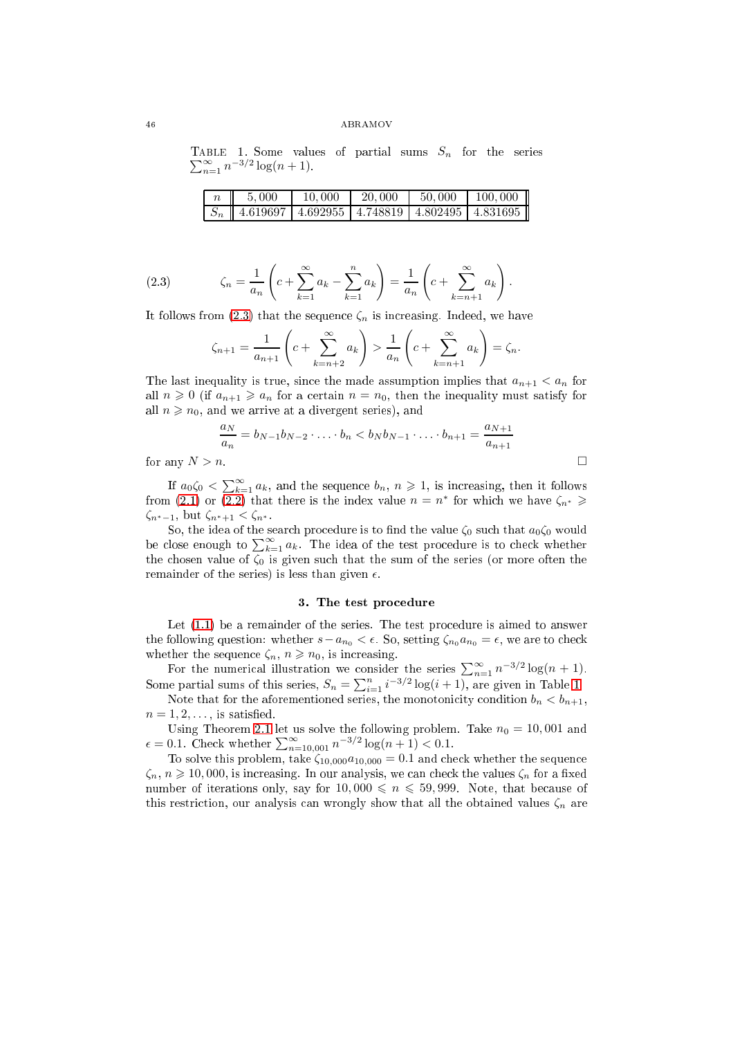Table 1. Some values of partial sums $S_n$ for the series $\sum_{n=1}^{\infty} n^{-3/2}\log(n+1)$.

| $n$ | 5,000 | 10,000 | 20,000 | 50,000 | 100,000 |
|---|---|---|---|---|---|
| $S_n$ | 4.619697 | 4.692955 | 4.748819 | 4.802495 | 4.831695 |

$$
\zeta_n = \frac{1}{a_n}\left(c + \sum_{k=1}^{\infty} a_k - \sum_{k=1}^{n} a_k\right) = \frac{1}{a_n}\left(c + \sum_{k=n+1}^{\infty} a_k\right). \tag{2.3}
$$

It follows from (2.3) that the sequence $\zeta_n$ is increasing. Indeed, we have

$$
\zeta_{n+1} = \frac{1}{a_{n+1}}\left(c + \sum_{k=n+2}^{\infty} a_k\right) > \frac{1}{a_n}\left(c + \sum_{k=n+1}^{\infty} a_k\right) = \zeta_n.
$$

The last inequality is true, since the made assumption implies that $a_{n+1} < a_n$ for all $n \geqslant 0$ (if $a_{n+1} \geqslant a_n$ for a certain $n = n_0$, then the inequality must satisfy for all $n \geqslant n_0$, and we arrive at a divergent series), and

$$
\frac{a_N}{a_n} = b_{N-1}b_{N-2}\cdot\ldots\cdot b_n < b_N b_{N-1}\cdot\ldots\cdot b_{n+1} = \frac{a_{N+1}}{a_{n+1}}
$$

for any $N > n$. □

If $a_0\zeta_0 < \sum_{k=1}^{\infty} a_k$, and the sequence $b_n$, $n \geqslant 1$, is increasing, then it follows from (2.1) or (2.2) that there is the index value $n = n^*$ for which we have $\zeta_{n^*} \geqslant \zeta_{n^*-1}$, but $\zeta_{n^*+1} < \zeta_{n^*}$.

So, the idea of the search procedure is to find the value $\zeta_0$ such that $a_0\zeta_0$ would be close enough to $\sum_{k=1}^{\infty} a_k$. The idea of the test procedure is to check whether the chosen value of $\zeta_0$ is given such that the sum of the series (or more often the remainder of the series) is less than given $\epsilon$.

## 3. The test procedure

Let (1.1) be a remainder of the series. The test procedure is aimed to answer the following question: whether $s - a_{n_0} < \epsilon$. So, setting $\zeta_{n_0}a_{n_0} = \epsilon$, we are to check whether the sequence $\zeta_n$, $n \geqslant n_0$, is increasing.

For the numerical illustration we consider the series $\sum_{n=1}^{\infty} n^{-3/2}\log(n+1)$. Some partial sums of this series, $S_n = \sum_{i=1}^{n} i^{-3/2}\log(i+1)$, are given in Table 1.

Note that for the aforementioned series, the monotonicity condition $b_n < b_{n+1}$, $n = 1, 2, \ldots$, is satisfied.

Using Theorem 2.1 let us solve the following problem. Take $n_0 = 10{,}001$ and $\epsilon = 0.1$. Check whether $\sum_{n=10{,}001}^{\infty} n^{-3/2}\log(n+1) < 0.1$.

To solve this problem, take $\zeta_{10{,}000}a_{10{,}000} = 0.1$ and check whether the sequence $\zeta_n$, $n \geqslant 10{,}000$, is increasing. In our analysis, we can check the values $\zeta_n$ for a fixed number of iterations only, say for $10{,}000 \leqslant n \leqslant 59{,}999$. Note, that because of this restriction, our analysis can wrongly show that all the obtained values $\zeta_n$ are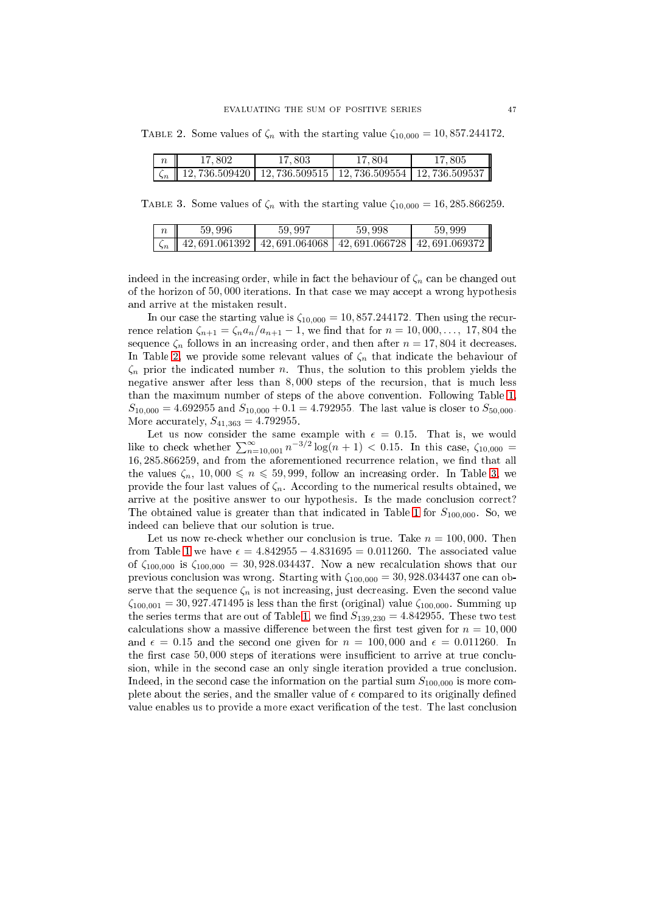Table 2. Some values of $\zeta_n$ with the starting value $\zeta_{10,000} = 10,857.244172$.

| $n$ | 17,802 | 17,803 | 17,804 | 17,805 |
|---|---|---|---|---|
| $\zeta_n$ | 12,736.509420 | 12,736.509515 | 12,736.509554 | 12,736.509537 |

Table 3. Some values of $\zeta_n$ with the starting value $\zeta_{10,000} = 16,285.866259$.

| $n$ | 59,996 | 59,997 | 59,998 | 59,999 |
|---|---|---|---|---|
| $\zeta_n$ | 42,691.061392 | 42,691.064068 | 42,691.066728 | 42,691.069372 |

indeed in the increasing order, while in fact the behaviour of $\zeta_n$ can be changed out of the horizon of 50,000 iterations. In that case we may accept a wrong hypothesis and arrive at the mistaken result.

In our case the starting value is $\zeta_{10,000} = 10,857.244172$. Then using the recurrence relation $\zeta_{n+1} = \zeta_n a_n / a_{n+1} - 1$, we find that for $n = 10,000, \ldots, 17,804$ the sequence $\zeta_n$ follows in an increasing order, and then after $n = 17,804$ it decreases. In Table 2, we provide some relevant values of $\zeta_n$ that indicate the behaviour of $\zeta_n$ prior the indicated number $n$. Thus, the solution to this problem yields the negative answer after less than 8,000 steps of the recursion, that is much less than the maximum number of steps of the above convention. Following Table 1, $S_{10,000} = 4.692955$ and $S_{10,000} + 0.1 = 4.792955$. The last value is closer to $S_{50,000}$. More accurately, $S_{41,363} = 4.792955$.

Let us now consider the same example with $\epsilon = 0.15$. That is, we would like to check whether $\sum_{n=10,001}^{\infty} n^{-3/2}\log(n+1) < 0.15$. In this case, $\zeta_{10,000} = 16,285.866259$, and from the aforementioned recurrence relation, we find that all the values $\zeta_n$, $10,000 \leqslant n \leqslant 59,999$, follow an increasing order. In Table 3, we provide the four last values of $\zeta_n$. According to the numerical results obtained, we arrive at the positive answer to our hypothesis. Is the made conclusion correct? The obtained value is greater than that indicated in Table 1 for $S_{100,000}$. So, we indeed can believe that our solution is true.

Let us now re-check whether our conclusion is true. Take $n = 100,000$. Then from Table 1 we have $\epsilon = 4.842955 - 4.831695 = 0.011260$. The associated value of $\zeta_{100,000}$ is $\zeta_{100,000} = 30,928.034437$. Now a new recalculation shows that our previous conclusion was wrong. Starting with $\zeta_{100,000} = 30,928.034437$ one can observe that the sequence $\zeta_n$ is not increasing, just decreasing. Even the second value $\zeta_{100,001} = 30,927.471495$ is less than the first (original) value $\zeta_{100,000}$. Summing up the series terms that are out of Table 1, we find $S_{139,230} = 4.842955$. These two test calculations show a massive difference between the first test given for $n = 10,000$ and $\epsilon = 0.15$ and the second one given for $n = 100,000$ and $\epsilon = 0.011260$. In the first case 50,000 steps of iterations were insufficient to arrive at true conclusion, while in the second case an only single iteration provided a true conclusion. Indeed, in the second case the information on the partial sum $S_{100,000}$ is more complete about the series, and the smaller value of $\epsilon$ compared to its originally defined value enables us to provide a more exact verification of the test. The last conclusion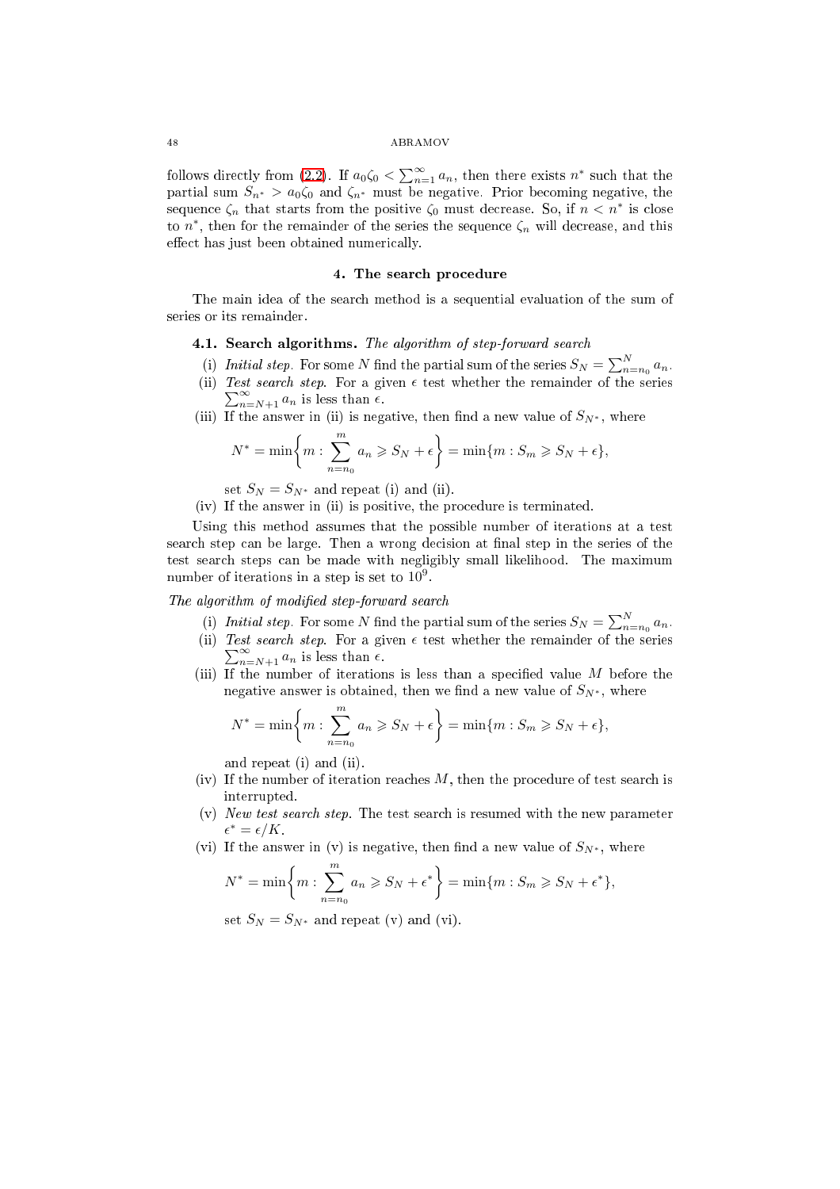follows directly from (2.2). If $a_0\zeta_0 < \sum_{n=1}^{\infty} a_n$, then there exists $n^*$ such that the partial sum $S_{n^*} > a_0\zeta_0$ and $\zeta_{n^*}$ must be negative. Prior becoming negative, the sequence $\zeta_n$ that starts from the positive $\zeta_0$ must decrease. So, if $n < n^*$ is close to $n^*$, then for the remainder of the series the sequence $\zeta_n$ will decrease, and this effect has just been obtained numerically.

## 4. The search procedure

The main idea of the search method is a sequential evaluation of the sum of series or its remainder.

**4.1. Search algorithms.** *The algorithm of step-forward search*

(i) *Initial step.* For some $N$ find the partial sum of the series $S_N = \sum_{n=n_0}^{N} a_n$.

(ii) *Test search step.* For a given $\epsilon$ test whether the remainder of the series $\sum_{n=N+1}^{\infty} a_n$ is less than $\epsilon$.

(iii) If the answer in (ii) is negative, then find a new value of $S_{N^*}$, where

$$N^* = \min\left\{m : \sum_{n=n_0}^{m} a_n \geqslant S_N + \epsilon\right\} = \min\{m : S_m \geqslant S_N + \epsilon\},$$

set $S_N = S_{N^*}$ and repeat (i) and (ii).

(iv) If the answer in (ii) is positive, the procedure is terminated.

Using this method assumes that the possible number of iterations at a test search step can be large. Then a wrong decision at final step in the series of the test search steps can be made with negligibly small likelihood. The maximum number of iterations in a step is set to $10^9$.

*The algorithm of modified step-forward search*

(i) *Initial step.* For some $N$ find the partial sum of the series $S_N = \sum_{n=n_0}^{N} a_n$.

(ii) *Test search step.* For a given $\epsilon$ test whether the remainder of the series $\sum_{n=N+1}^{\infty} a_n$ is less than $\epsilon$.

(iii) If the number of iterations is less than a specified value $M$ before the negative answer is obtained, then we find a new value of $S_{N^*}$, where

$$N^* = \min\left\{m : \sum_{n=n_0}^{m} a_n \geqslant S_N + \epsilon\right\} = \min\{m : S_m \geqslant S_N + \epsilon\},$$

and repeat (i) and (ii).

(iv) If the number of iteration reaches $M$, then the procedure of test search is interrupted.

(v) *New test search step.* The test search is resumed with the new parameter $\epsilon^* = \epsilon/K$.

(vi) If the answer in (v) is negative, then find a new value of $S_{N^*}$, where

$$N^* = \min\left\{m : \sum_{n=n_0}^{m} a_n \geqslant S_N + \epsilon^*\right\} = \min\{m : S_m \geqslant S_N + \epsilon^*\},$$

set $S_N = S_{N^*}$ and repeat (v) and (vi).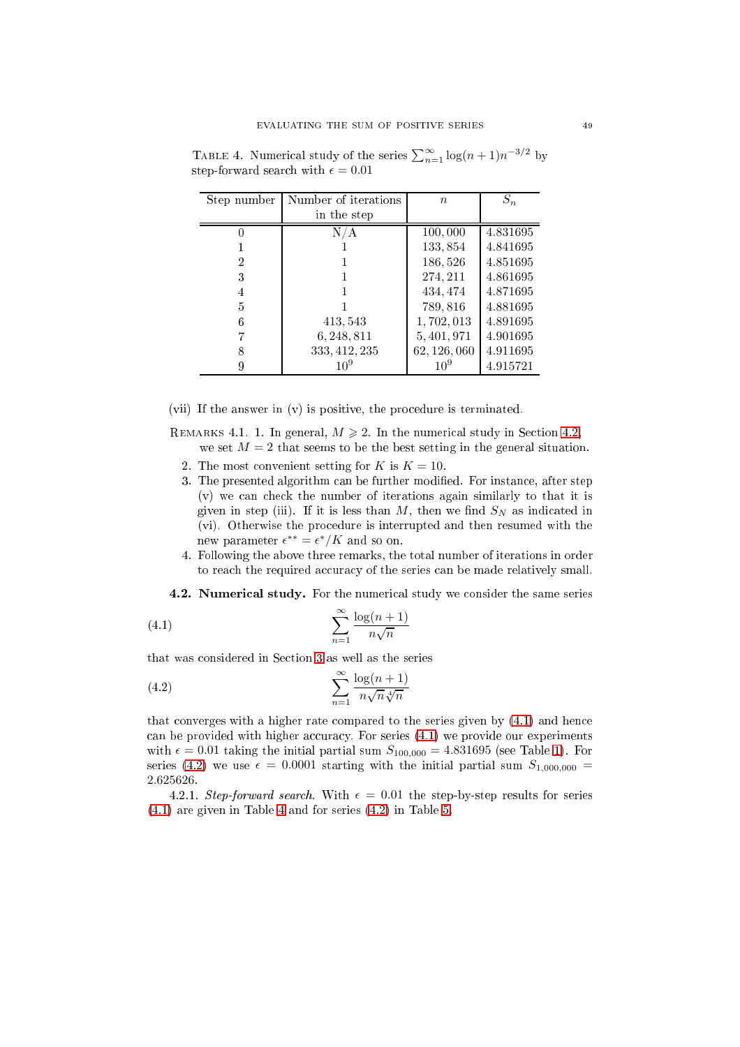TABLE 4. Numerical study of the series $\sum_{n=1}^{\infty}\log(n+1)n^{-3/2}$ by step-forward search with $\epsilon = 0.01$

| Step number | Number of iterations in the step | $n$ | $S_n$ |
|---|---|---|---|
| 0 | N/A | 100,000 | 4.831695 |
| 1 | 1 | 133,854 | 4.841695 |
| 2 | 1 | 186,526 | 4.851695 |
| 3 | 1 | 274,211 | 4.861695 |
| 4 | 1 | 434,474 | 4.871695 |
| 5 | 1 | 789,816 | 4.881695 |
| 6 | 413,543 | 1,702,013 | 4.891695 |
| 7 | 6,248,811 | 5,401,971 | 4.901695 |
| 8 | 333,412,235 | 62,126,060 | 4.911695 |
| 9 | $10^9$ | $10^9$ | 4.915721 |

(vii) If the answer in (v) is positive, the procedure is terminated.

REMARKS 4.1. 1. In general, $M \geqslant 2$. In the numerical study in Section 4.2, we set $M = 2$ that seems to be the best setting in the general situation.

2. The most convenient setting for $K$ is $K = 10$.
3. The presented algorithm can be further modified. For instance, after step (v) we can check the number of iterations again similarly to that it is given in step (iii). If it is less than $M$, then we find $S_N$ as indicated in (vi). Otherwise the procedure is interrupted and then resumed with the new parameter $\epsilon^{**} = \epsilon^{*}/K$ and so on.
4. Following the above three remarks, the total number of iterations in order to reach the required accuracy of the series can be made relatively small.

**4.2. Numerical study.** For the numerical study we consider the same series

$$\sum_{n=1}^{\infty}\frac{\log(n+1)}{n\sqrt{n}} \tag{4.1}$$

that was considered in Section 3 as well as the series

$$\sum_{n=1}^{\infty}\frac{\log(n+1)}{n\sqrt{n}\sqrt[4]{n}} \tag{4.2}$$

that converges with a higher rate compared to the series given by (4.1) and hence can be provided with higher accuracy. For series (4.1) we provide our experiments with $\epsilon = 0.01$ taking the initial partial sum $S_{100,000} = 4.831695$ (see Table 1). For series (4.2) we use $\epsilon = 0.0001$ starting with the initial partial sum $S_{1,000,000} = 2.625626$.

4.2.1. *Step-forward search.* With $\epsilon = 0.01$ the step-by-step results for series (4.1) are given in Table 4 and for series (4.2) in Table 5.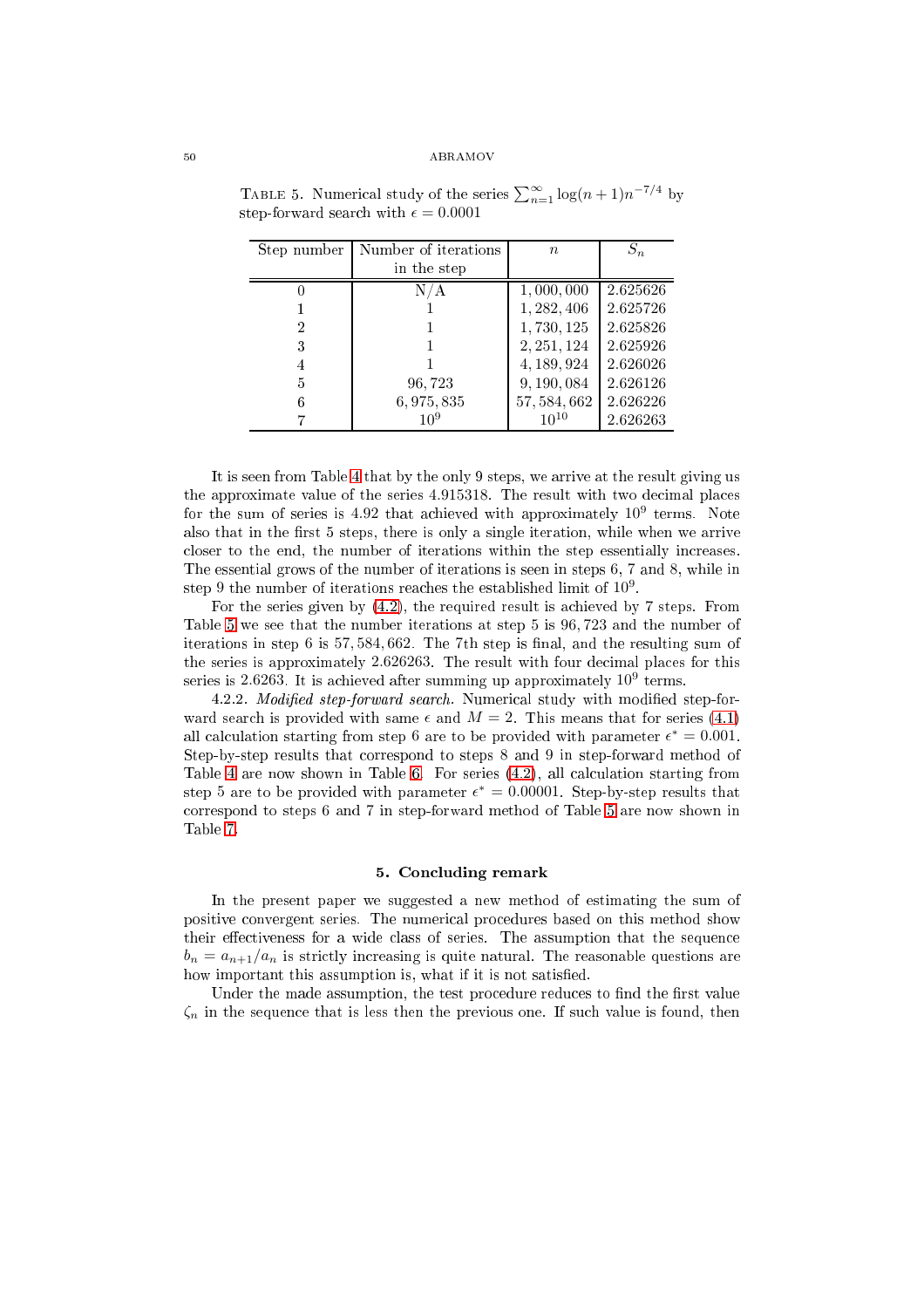TABLE 5. Numerical study of the series $\sum_{n=1}^{\infty} \log(n+1)n^{-7/4}$ by step-forward search with $\epsilon = 0.0001$

| Step number | Number of iterations in the step | $n$ | $S_n$ |
|---|---|---|---|
| 0 | N/A | 1,000,000 | 2.625626 |
| 1 | 1 | 1,282,406 | 2.625726 |
| 2 | 1 | 1,730,125 | 2.625826 |
| 3 | 1 | 2,251,124 | 2.625926 |
| 4 | 1 | 4,189,924 | 2.626026 |
| 5 | 96,723 | 9,190,084 | 2.626126 |
| 6 | 6,975,835 | 57,584,662 | 2.626226 |
| 7 | $10^9$ | $10^{10}$ | 2.626263 |

It is seen from Table 4 that by the only 9 steps, we arrive at the result giving us the approximate value of the series 4.915318. The result with two decimal places for the sum of series is 4.92 that achieved with approximately $10^9$ terms. Note also that in the first 5 steps, there is only a single iteration, while when we arrive closer to the end, the number of iterations within the step essentially increases. The essential grows of the number of iterations is seen in steps 6, 7 and 8, while in step 9 the number of iterations reaches the established limit of $10^9$.

For the series given by (4.2), the required result is achieved by 7 steps. From Table 5 we see that the number iterations at step 5 is 96,723 and the number of iterations in step 6 is 57,584,662. The 7th step is final, and the resulting sum of the series is approximately 2.626263. The result with four decimal places for this series is 2.6263. It is achieved after summing up approximately $10^9$ terms.

4.2.2. *Modified step-forward search.* Numerical study with modified step-forward search is provided with same $\epsilon$ and $M = 2$. This means that for series (4.1) all calculation starting from step 6 are to be provided with parameter $\epsilon^* = 0.001$. Step-by-step results that correspond to steps 8 and 9 in step-forward method of Table 4 are now shown in Table 6. For series (4.2), all calculation starting from step 5 are to be provided with parameter $\epsilon^* = 0.00001$. Step-by-step results that correspond to steps 6 and 7 in step-forward method of Table 5 are now shown in Table 7.

## 5. Concluding remark

In the present paper we suggested a new method of estimating the sum of positive convergent series. The numerical procedures based on this method show their effectiveness for a wide class of series. The assumption that the sequence $b_n = a_{n+1}/a_n$ is strictly increasing is quite natural. The reasonable questions are how important this assumption is, what if it is not satisfied.

Under the made assumption, the test procedure reduces to find the first value $\zeta_n$ in the sequence that is less then the previous one. If such value is found, then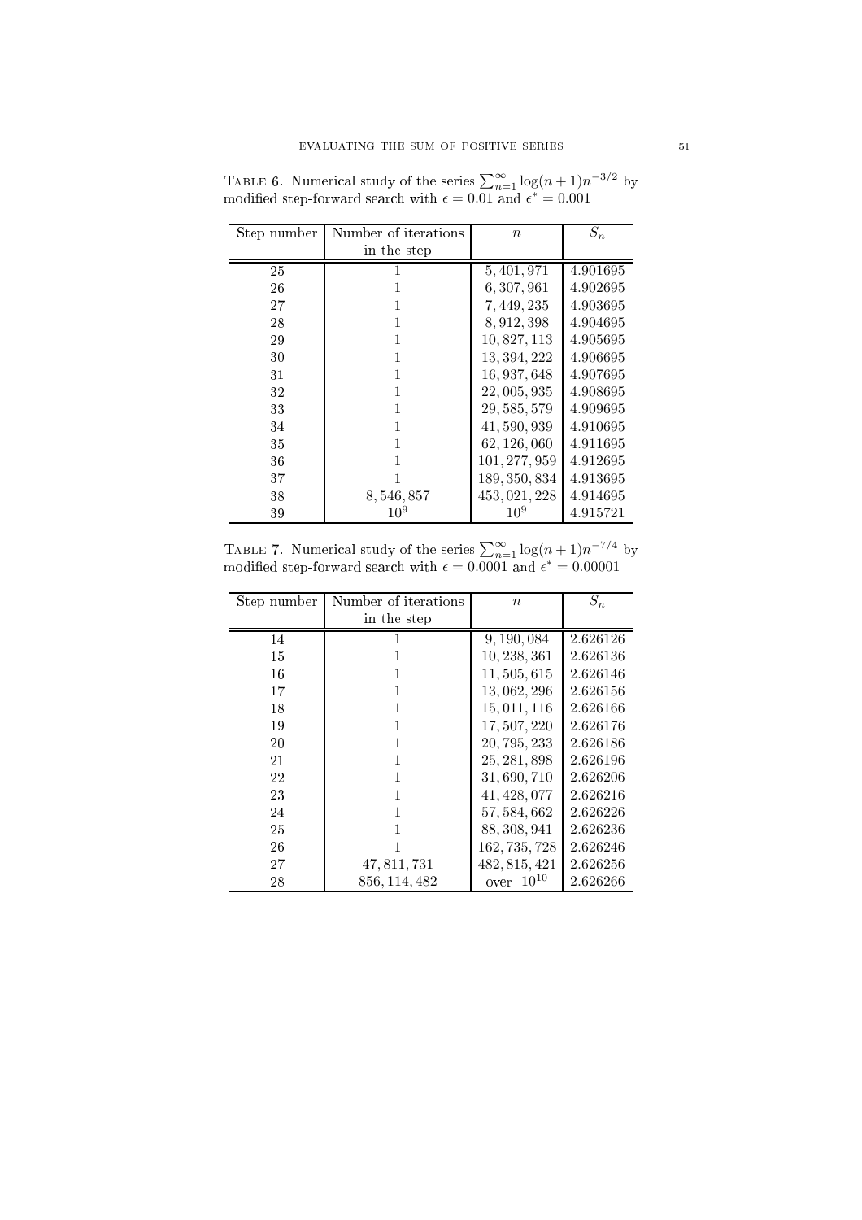Table 6. Numerical study of the series $\sum_{n=1}^{\infty} \log(n+1)n^{-3/2}$ by modified step-forward search with $\epsilon = 0.01$ and $\epsilon^* = 0.001$

| Step number | Number of iterations in the step | $n$ | $S_n$ |
|---|---|---|---|
| 25 | 1 | 5,401,971 | 4.901695 |
| 26 | 1 | 6,307,961 | 4.902695 |
| 27 | 1 | 7,449,235 | 4.903695 |
| 28 | 1 | 8,912,398 | 4.904695 |
| 29 | 1 | 10,827,113 | 4.905695 |
| 30 | 1 | 13,394,222 | 4.906695 |
| 31 | 1 | 16,937,648 | 4.907695 |
| 32 | 1 | 22,005,935 | 4.908695 |
| 33 | 1 | 29,585,579 | 4.909695 |
| 34 | 1 | 41,590,939 | 4.910695 |
| 35 | 1 | 62,126,060 | 4.911695 |
| 36 | 1 | 101,277,959 | 4.912695 |
| 37 | 1 | 189,350,834 | 4.913695 |
| 38 | 8,546,857 | 453,021,228 | 4.914695 |
| 39 | $10^9$ | $10^9$ | 4.915721 |

Table 7. Numerical study of the series $\sum_{n=1}^{\infty} \log(n+1)n^{-7/4}$ by modified step-forward search with $\epsilon = 0.0001$ and $\epsilon^* = 0.00001$

| Step number | Number of iterations in the step | $n$ | $S_n$ |
|---|---|---|---|
| 14 | 1 | 9,190,084 | 2.626126 |
| 15 | 1 | 10,238,361 | 2.626136 |
| 16 | 1 | 11,505,615 | 2.626146 |
| 17 | 1 | 13,062,296 | 2.626156 |
| 18 | 1 | 15,011,116 | 2.626166 |
| 19 | 1 | 17,507,220 | 2.626176 |
| 20 | 1 | 20,795,233 | 2.626186 |
| 21 | 1 | 25,281,898 | 2.626196 |
| 22 | 1 | 31,690,710 | 2.626206 |
| 23 | 1 | 41,428,077 | 2.626216 |
| 24 | 1 | 57,584,662 | 2.626226 |
| 25 | 1 | 88,308,941 | 2.626236 |
| 26 | 1 | 162,735,728 | 2.626246 |
| 27 | 47,811,731 | 482,815,421 | 2.626256 |
| 28 | 856,114,482 | over $10^{10}$ | 2.626266 |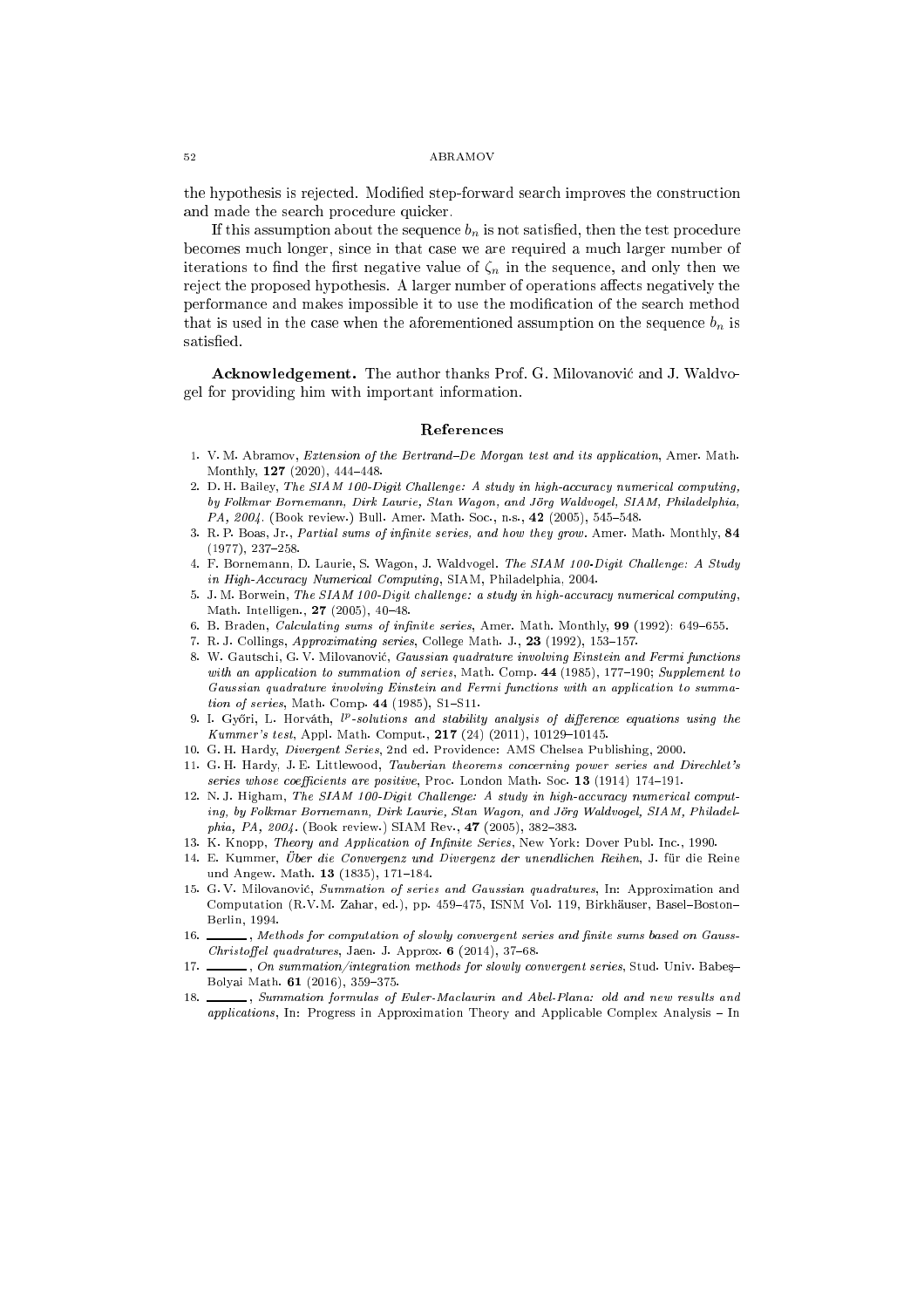the hypothesis is rejected. Modified step-forward search improves the construction and made the search procedure quicker.

If this assumption about the sequence $b_n$ is not satisfied, then the test procedure becomes much longer, since in that case we are required a much larger number of iterations to find the first negative value of $\zeta_n$ in the sequence, and only then we reject the proposed hypothesis. A larger number of operations affects negatively the performance and makes impossible it to use the modification of the search method that is used in the case when the aforementioned assumption on the sequence $b_n$ is satisfied.

**Acknowledgement.** The author thanks Prof. G. Milovanović and J. Waldvogel for providing him with important information.

## References

1. V. M. Abramov, *Extension of the Bertrand–De Morgan test and its application*, Amer. Math. Monthly, **127** (2020), 444–448.
2. D. H. Bailey, *The SIAM 100-Digit Challenge: A study in high-accuracy numerical computing, by Folkmar Bornemann, Dirk Laurie, Stan Wagon, and Jörg Waldvogel, SIAM, Philadelphia, PA, 2004.* (Book review.) Bull. Amer. Math. Soc., n.s., **42** (2005), 545–548.
3. R. P. Boas, Jr., *Partial sums of infinite series, and how they grow.* Amer. Math. Monthly, **84** (1977), 237–258.
4. F. Bornemann, D. Laurie, S. Wagon, J. Waldvogel. *The SIAM 100-Digit Challenge: A Study in High-Accuracy Numerical Computing*, SIAM, Philadelphia, 2004.
5. J. M. Borwein, *The SIAM 100-Digit challenge: a study in high-accuracy numerical computing*, Math. Intelligen., **27** (2005), 40–48.
6. B. Braden, *Calculating sums of infinite series*, Amer. Math. Monthly, **99** (1992): 649–655.
7. R. J. Collings, *Approximating series*, College Math. J., **23** (1992), 153–157.
8. W. Gautschi, G. V. Milovanović, *Gaussian quadrature involving Einstein and Fermi functions with an application to summation of series*, Math. Comp. **44** (1985), 177–190; *Supplement to Gaussian quadrature involving Einstein and Fermi functions with an application to summation of series*, Math. Comp. **44** (1985), S1–S11.
9. I. Győri, L. Horváth, *$l^p$-solutions and stability analysis of difference equations using the Kummer's test*, Appl. Math. Comput., **217** (24) (2011), 10129–10145.
10. G. H. Hardy, *Divergent Series*, 2nd ed. Providence: AMS Chelsea Publishing, 2000.
11. G. H. Hardy, J. E. Littlewood, *Tauberian theorems concerning power series and Direchlet's series whose coefficients are positive*, Proc. London Math. Soc. **13** (1914) 174–191.
12. N. J. Higham, *The SIAM 100-Digit Challenge: A study in high-accuracy numerical computing, by Folkmar Bornemann, Dirk Laurie, Stan Wagon, and Jörg Waldvogel, SIAM, Philadelphia, PA, 2004.* (Book review.) SIAM Rev., **47** (2005), 382–383.
13. K. Knopp, *Theory and Application of Infinite Series*, New York: Dover Publ. Inc., 1990.
14. E. Kummer, *Über die Convergenz und Divergenz der unendlichen Reihen*, J. für die Reine und Angew. Math. **13** (1835), 171–184.
15. G. V. Milovanović, *Summation of series and Gaussian quadratures*, In: Approximation and Computation (R.V.M. Zahar, ed.), pp. 459–475, ISNM Vol. 119, Birkhäuser, Basel–Boston–Berlin, 1994.
16. ______, *Methods for computation of slowly convergent series and finite sums based on Gauss-Christoffel quadratures*, Jaen. J. Approx. **6** (2014), 37–68.
17. ______, *On summation/integration methods for slowly convergent series*, Stud. Univ. Babeş–Bolyai Math. **61** (2016), 359–375.
18. ______, *Summation formulas of Euler-Maclaurin and Abel-Plana: old and new results and applications*, In: Progress in Approximation Theory and Applicable Complex Analysis – In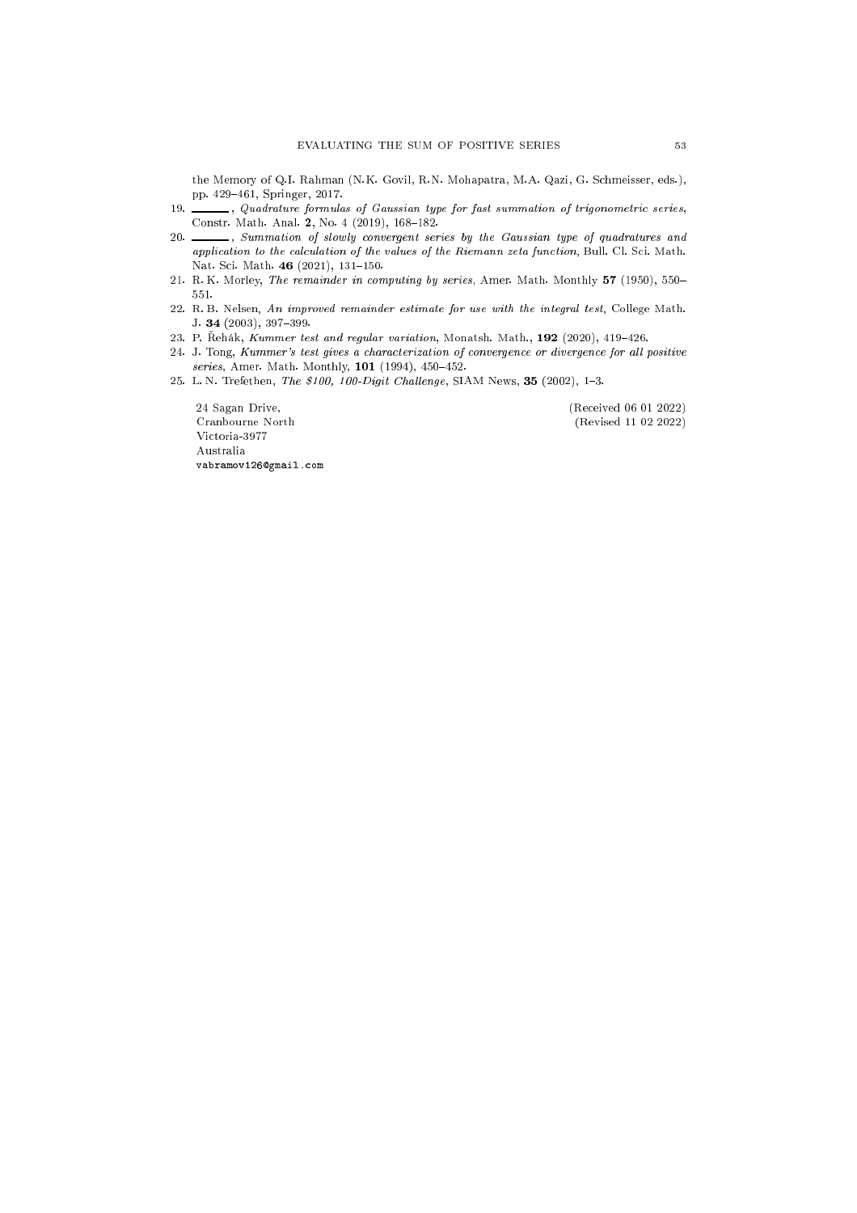the Memory of Q.I. Rahman (N.K. Govil, R.N. Mohapatra, M.A. Qazi, G. Schmeisser, eds.), pp. 429–461, Springer, 2017.

19. ______, *Quadrature formulas of Gaussian type for fast summation of trigonometric series*, Constr. Math. Anal. **2**, No. 4 (2019), 168–182.
20. ______, *Summation of slowly convergent series by the Gaussian type of quadratures and application to the calculation of the values of the Riemann zeta function*, Bull. Cl. Sci. Math. Nat. Sci. Math. **46** (2021), 131–150.
21. R. K. Morley, *The remainder in computing by series*, Amer. Math. Monthly **57** (1950), 550–551.
22. R. B. Nelsen, *An improved remainder estimate for use with the integral test*, College Math. J. **34** (2003), 397–399.
23. P. Řehák, *Kummer test and regular variation*, Monatsh. Math., **192** (2020), 419–426.
24. J. Tong, *Kummer's test gives a characterization of convergence or divergence for all positive series*, Amer. Math. Monthly, **101** (1994), 450–452.
25. L. N. Trefethen, *The $100, 100-Digit Challenge*, SIAM News, **35** (2002), 1–3.

24 Sagan Drive,
Cranbourne North
Victoria-3977
Australia
vabramov126@gmail.com

(Received 06 01 2022)
(Revised 11 02 2022)